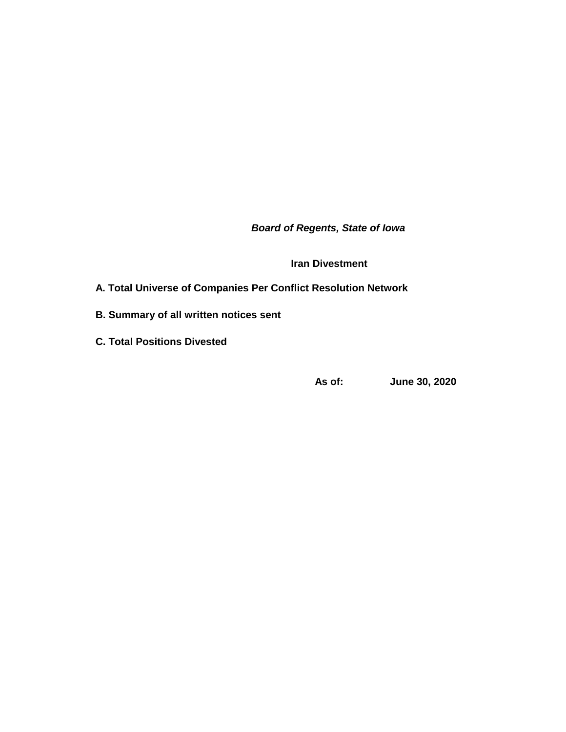***Board of Regents, State of Iowa***

**Iran Divestment**

**A. Total Universe of Companies Per Conflict Resolution Network**

**B. Summary of all written notices sent**

**C. Total Positions Divested**

**As of: June 30, 2020**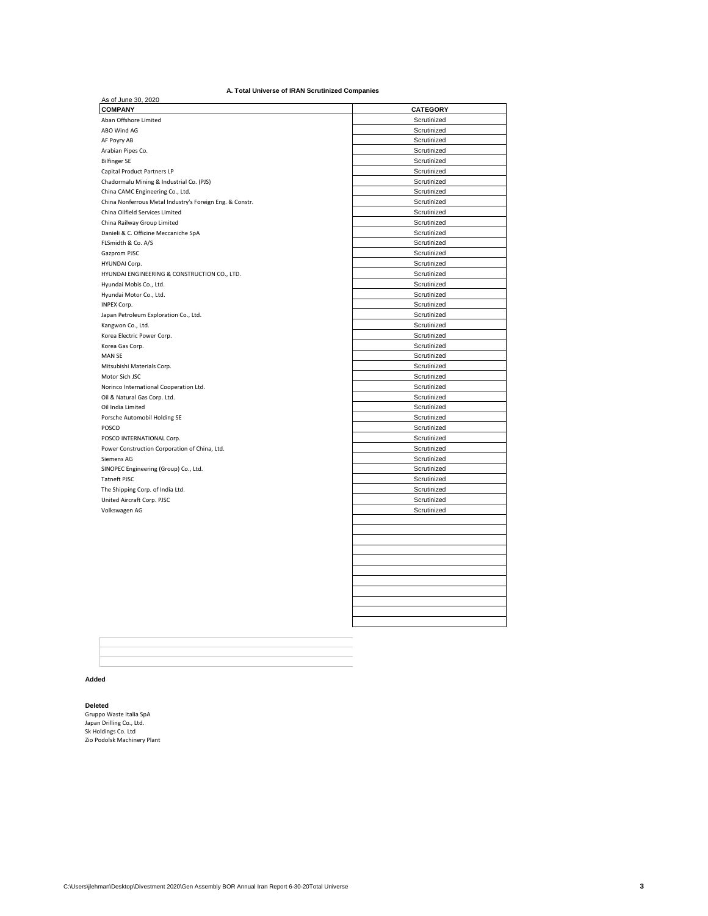**A. Total Universe of IRAN Scrutinized Companies**

As of June 30, 2020

| COMPANY | CATEGORY |
|---|---|
| Aban Offshore Limited | Scrutinized |
| ABO Wind AG | Scrutinized |
| AF Poyry AB | Scrutinized |
| Arabian Pipes Co. | Scrutinized |
| Bilfinger SE | Scrutinized |
| Capital Product Partners LP | Scrutinized |
| Chadormalu Mining & Industrial Co. (PJS) | Scrutinized |
| China CAMC Engineering Co., Ltd. | Scrutinized |
| China Nonferrous Metal Industry's Foreign Eng. & Constr. | Scrutinized |
| China Oilfield Services Limited | Scrutinized |
| China Railway Group Limited | Scrutinized |
| Danieli & C. Officine Meccaniche SpA | Scrutinized |
| FLSmidth & Co. A/S | Scrutinized |
| Gazprom PJSC | Scrutinized |
| HYUNDAI Corp. | Scrutinized |
| HYUNDAI ENGINEERING & CONSTRUCTION CO., LTD. | Scrutinized |
| Hyundai Mobis Co., Ltd. | Scrutinized |
| Hyundai Motor Co., Ltd. | Scrutinized |
| INPEX Corp. | Scrutinized |
| Japan Petroleum Exploration Co., Ltd. | Scrutinized |
| Kangwon Co., Ltd. | Scrutinized |
| Korea Electric Power Corp. | Scrutinized |
| Korea Gas Corp. | Scrutinized |
| MAN SE | Scrutinized |
| Mitsubishi Materials Corp. | Scrutinized |
| Motor Sich JSC | Scrutinized |
| Norinco International Cooperation Ltd. | Scrutinized |
| Oil & Natural Gas Corp. Ltd. | Scrutinized |
| Oil India Limited | Scrutinized |
| Porsche Automobil Holding SE | Scrutinized |
| POSCO | Scrutinized |
| POSCO INTERNATIONAL Corp. | Scrutinized |
| Power Construction Corporation of China, Ltd. | Scrutinized |
| Siemens AG | Scrutinized |
| SINOPEC Engineering (Group) Co., Ltd. | Scrutinized |
| Tatneft PJSC | Scrutinized |
| The Shipping Corp. of India Ltd. | Scrutinized |
| United Aircraft Corp. PJSC | Scrutinized |
| Volkswagen AG | Scrutinized |

**Added**

**Deleted**

Gruppo Waste Italia SpA
Japan Drilling Co., Ltd.
Sk Holdings Co. Ltd
Zio Podolsk Machinery Plant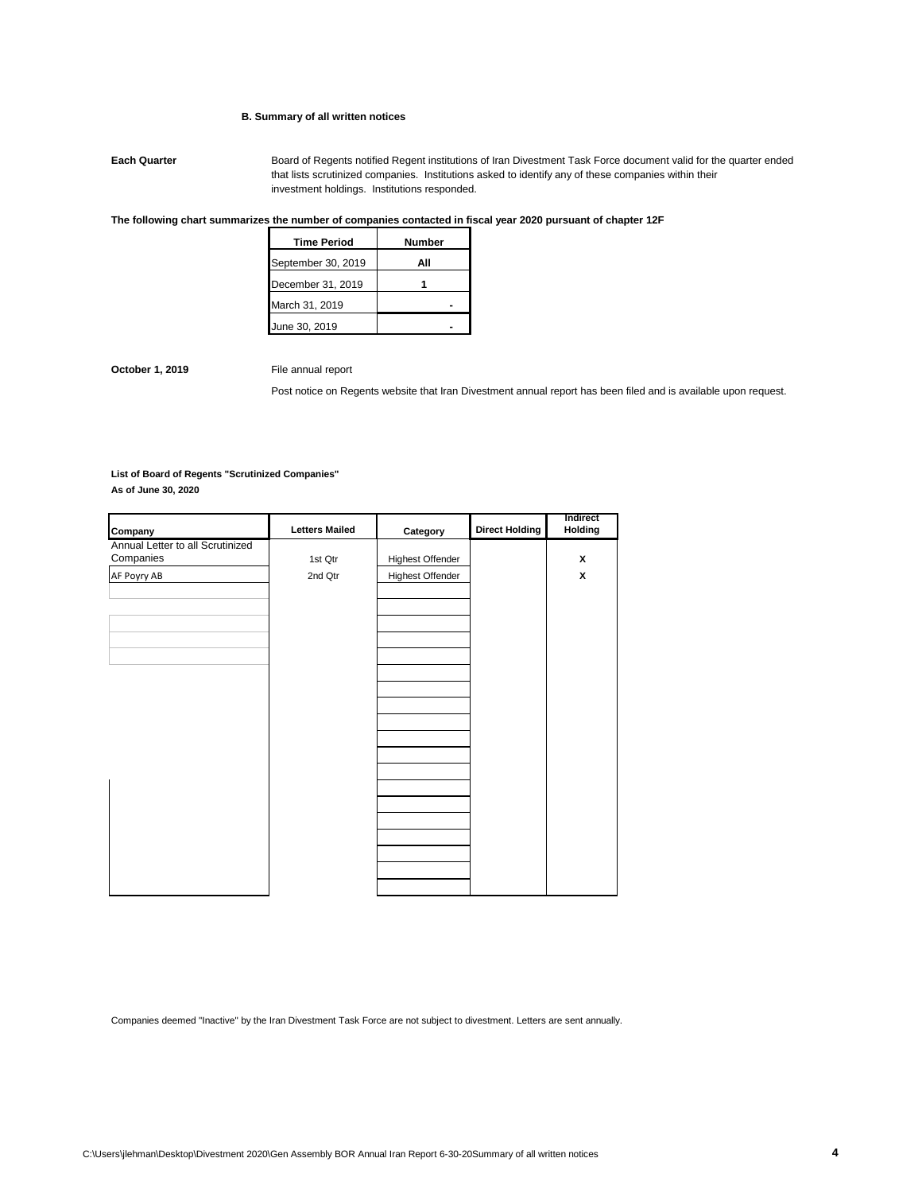### B. Summary of all written notices

**Each Quarter** Board of Regents notified Regent institutions of Iran Divestment Task Force document valid for the quarter ended that lists scrutinized companies. Institutions asked to identify any of these companies within their investment holdings. Institutions responded.

**The following chart summarizes the number of companies contacted in fiscal year 2020 pursuant of chapter 12F**

| Time Period | Number |
|---|---|
| September 30, 2019 | All |
| December 31, 2019 | 1 |
| March 31, 2019 | - |
| June 30, 2019 | - |

**October 1, 2019** File annual report

Post notice on Regents website that Iran Divestment annual report has been filed and is available upon request.

**List of Board of Regents "Scrutinized Companies"**
**As of June 30, 2020**

| Company | Letters Mailed | Category | Direct Holding | Indirect Holding |
|---|---|---|---|---|
| Annual Letter to all Scrutinized Companies | 1st Qtr | Highest Offender | | X |
| AF Poyry AB | 2nd Qtr | Highest Offender | | X |

Companies deemed "Inactive" by the Iran Divestment Task Force are not subject to divestment. Letters are sent annually.

C:\Users\jlehman\Desktop\Divestment 2020\Gen Assembly BOR Annual Iran Report 6-30-20Summary of all written notices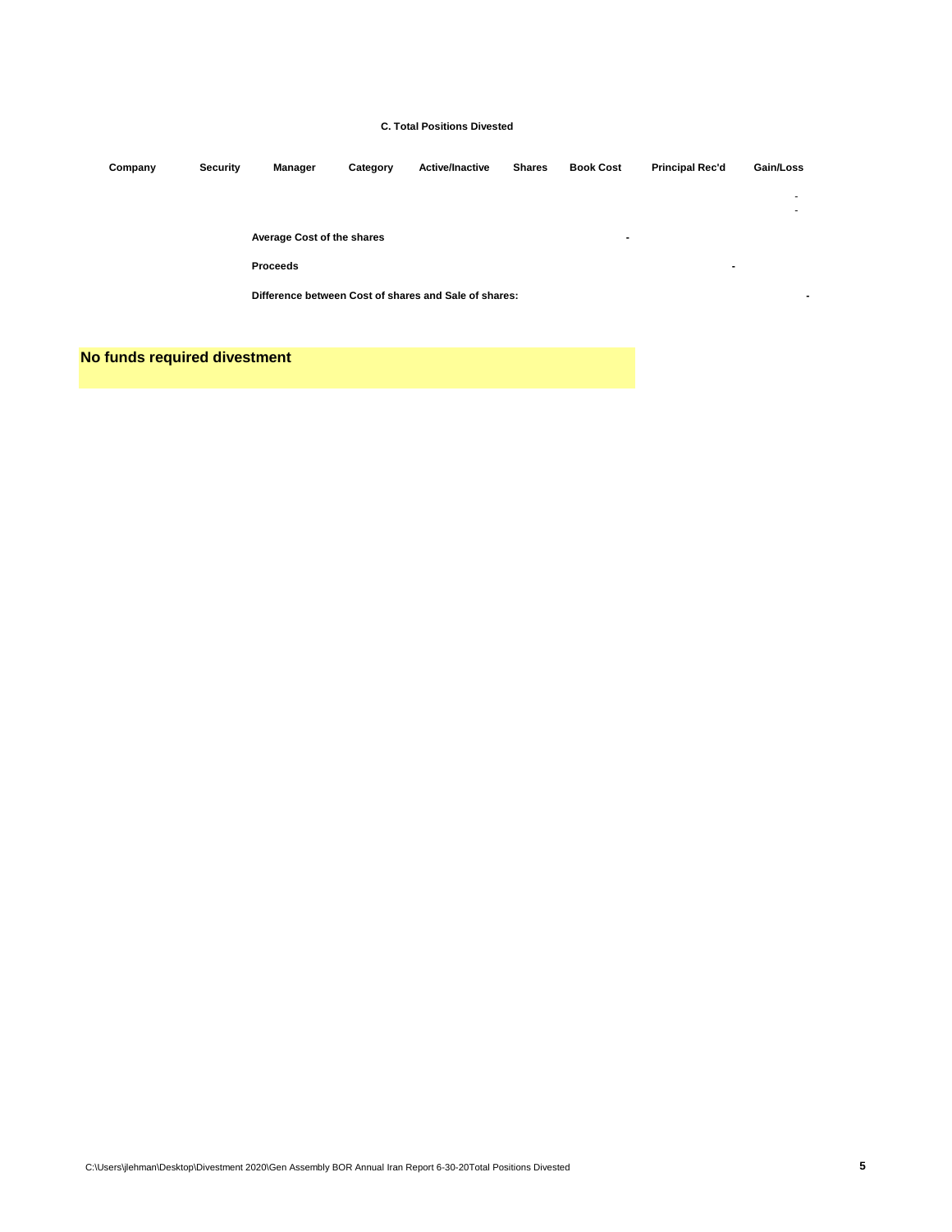**C. Total Positions Divested**

| Company | Security | Manager | Category | Active/Inactive | Shares | Book Cost | Principal Rec'd | Gain/Loss |
|---|---|---|---|---|---|---|---|---|
| | | | | | | | | - |
| | | | | | | | | - |

| | | |
|---|---|---|
| **Average Cost of the shares** | **-** | |
| **Proceeds** | | **-** |
| **Difference between Cost of shares and Sale of shares:** | | **-** |

**No funds required divestment**

C:\Users\jlehman\Desktop\Divestment 2020\Gen Assembly BOR Annual Iran Report 6-30-20Total Positions Divested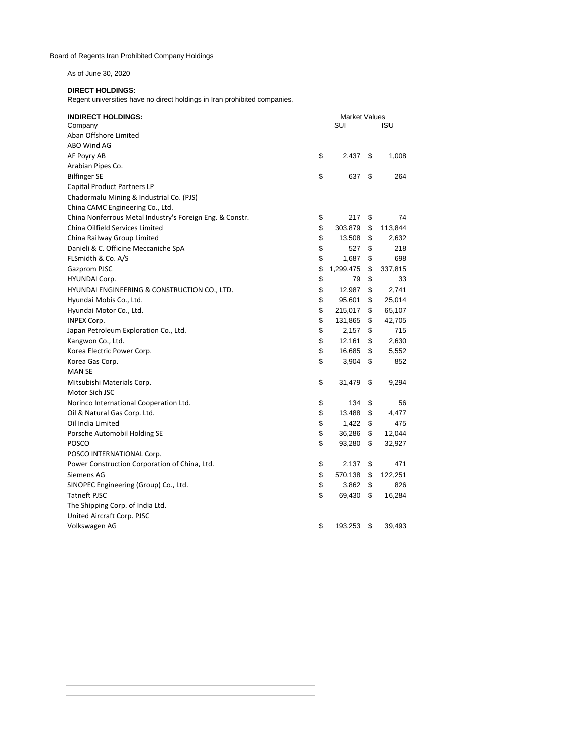Board of Regents Iran Prohibited Company Holdings

As of June 30, 2020

**DIRECT HOLDINGS:**

Regent universities have no direct holdings in Iran prohibited companies.

| **INDIRECT HOLDINGS:** | Market Values | |
|---|---|---|
| Company | SUI | ISU |
| Aban Offshore Limited | | |
| ABO Wind AG | | |
| AF Poyry AB | $ 2,437 | $ 1,008 |
| Arabian Pipes Co. | | |
| Bilfinger SE | $ 637 | $ 264 |
| Capital Product Partners LP | | |
| Chadormalu Mining & Industrial Co. (PJS) | | |
| China CAMC Engineering Co., Ltd. | | |
| China Nonferrous Metal Industry's Foreign Eng. & Constr. | $ 217 | $ 74 |
| China Oilfield Services Limited | $ 303,879 | $ 113,844 |
| China Railway Group Limited | $ 13,508 | $ 2,632 |
| Danieli & C. Officine Meccaniche SpA | $ 527 | $ 218 |
| FLSmidth & Co. A/S | $ 1,687 | $ 698 |
| Gazprom PJSC | $ 1,299,475 | $ 337,815 |
| HYUNDAI Corp. | $ 79 | $ 33 |
| HYUNDAI ENGINEERING & CONSTRUCTION CO., LTD. | $ 12,987 | $ 2,741 |
| Hyundai Mobis Co., Ltd. | $ 95,601 | $ 25,014 |
| Hyundai Motor Co., Ltd. | $ 215,017 | $ 65,107 |
| INPEX Corp. | $ 131,865 | $ 42,705 |
| Japan Petroleum Exploration Co., Ltd. | $ 2,157 | $ 715 |
| Kangwon Co., Ltd. | $ 12,161 | $ 2,630 |
| Korea Electric Power Corp. | $ 16,685 | $ 5,552 |
| Korea Gas Corp. | $ 3,904 | $ 852 |
| MAN SE | | |
| Mitsubishi Materials Corp. | $ 31,479 | $ 9,294 |
| Motor Sich JSC | | |
| Norinco International Cooperation Ltd. | $ 134 | $ 56 |
| Oil & Natural Gas Corp. Ltd. | $ 13,488 | $ 4,477 |
| Oil India Limited | $ 1,422 | $ 475 |
| Porsche Automobil Holding SE | $ 36,286 | $ 12,044 |
| POSCO | $ 93,280 | $ 32,927 |
| POSCO INTERNATIONAL Corp. | | |
| Power Construction Corporation of China, Ltd. | $ 2,137 | $ 471 |
| Siemens AG | $ 570,138 | $ 122,251 |
| SINOPEC Engineering (Group) Co., Ltd. | $ 3,862 | $ 826 |
| Tatneft PJSC | $ 69,430 | $ 16,284 |
| The Shipping Corp. of India Ltd. | | |
| United Aircraft Corp. PJSC | | |
| Volkswagen AG | $ 193,253 | $ 39,493 |